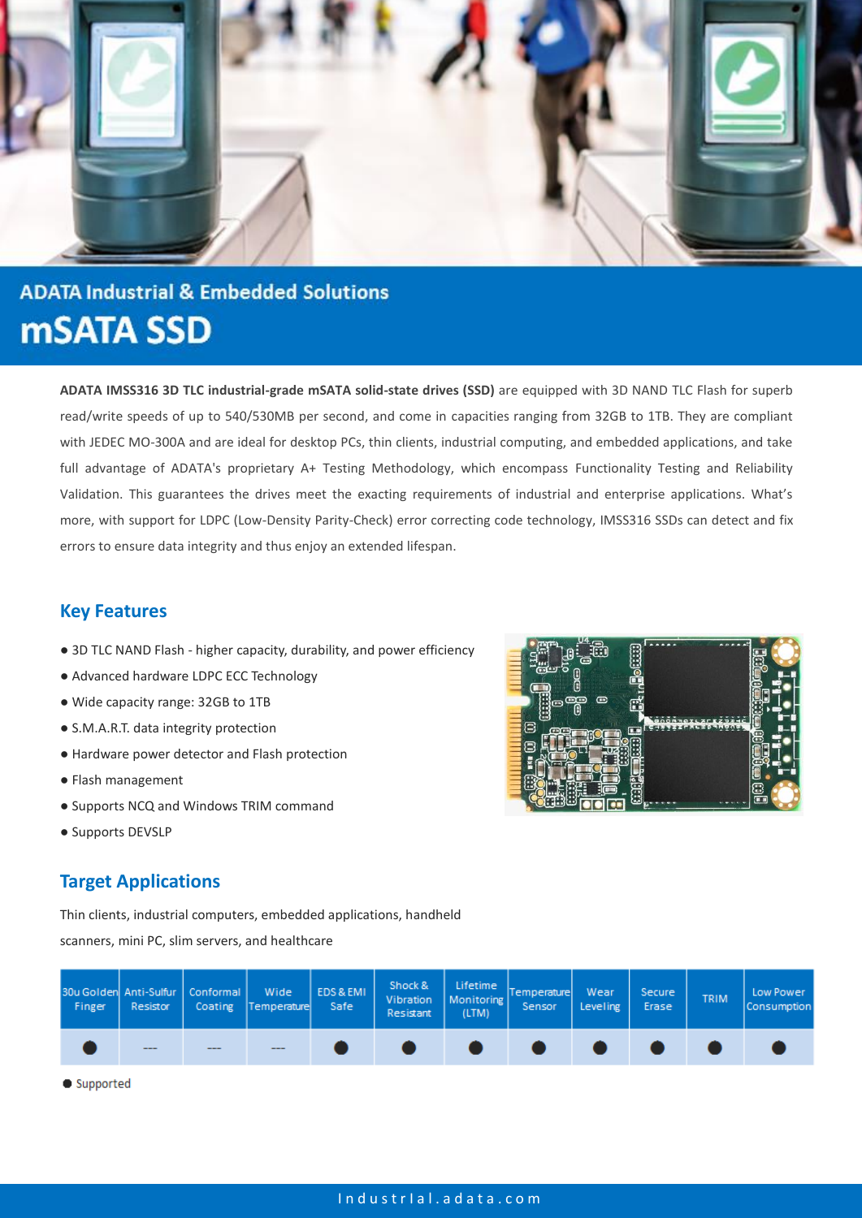ADATA Industrial & Embedded Solutions

# mSATA SSD

**ADATA IMSS316 3D TLC industrial-grade mSATA solid-state drives (SSD)** are equipped with 3D NAND TLC Flash for superb read/write speeds of up to 540/530MB per second, and come in capacities ranging from 32GB to 1TB. They are compliant with JEDEC MO-300A and are ideal for desktop PCs, thin clients, industrial computing, and embedded applications, and take full advantage of ADATA's proprietary A+ Testing Methodology, which encompass Functionality Testing and Reliability Validation. This guarantees the drives meet the exacting requirements of industrial and enterprise applications. What's more, with support for LDPC (Low-Density Parity-Check) error correcting code technology, IMSS316 SSDs can detect and fix errors to ensure data integrity and thus enjoy an extended lifespan.

## Key Features

- 3D TLC NAND Flash - higher capacity, durability, and power efficiency
- Advanced hardware LDPC ECC Technology
- Wide capacity range: 32GB to 1TB
- S.M.A.R.T. data integrity protection
- Hardware power detector and Flash protection
- Flash management
- Supports NCQ and Windows TRIM command
- Supports DEVSLP

## Target Applications

Thin clients, industrial computers, embedded applications, handheld scanners, mini PC, slim servers, and healthcare

| 30u Golden Finger | Anti-Sulfur Resistor | Conformal Coating | Wide Temperature | EDS & EMI Safe | Shock & Vibration Resistant | Lifetime Monitoring (LTM) | Temperature Sensor | Wear Leveling | Secure Erase | TRIM | Low Power Consumption |
|---|---|---|---|---|---|---|---|---|---|---|---|
| ● | --- | --- | --- | ● | ● | ● | ● | ● | ● | ● | ● |

● Supported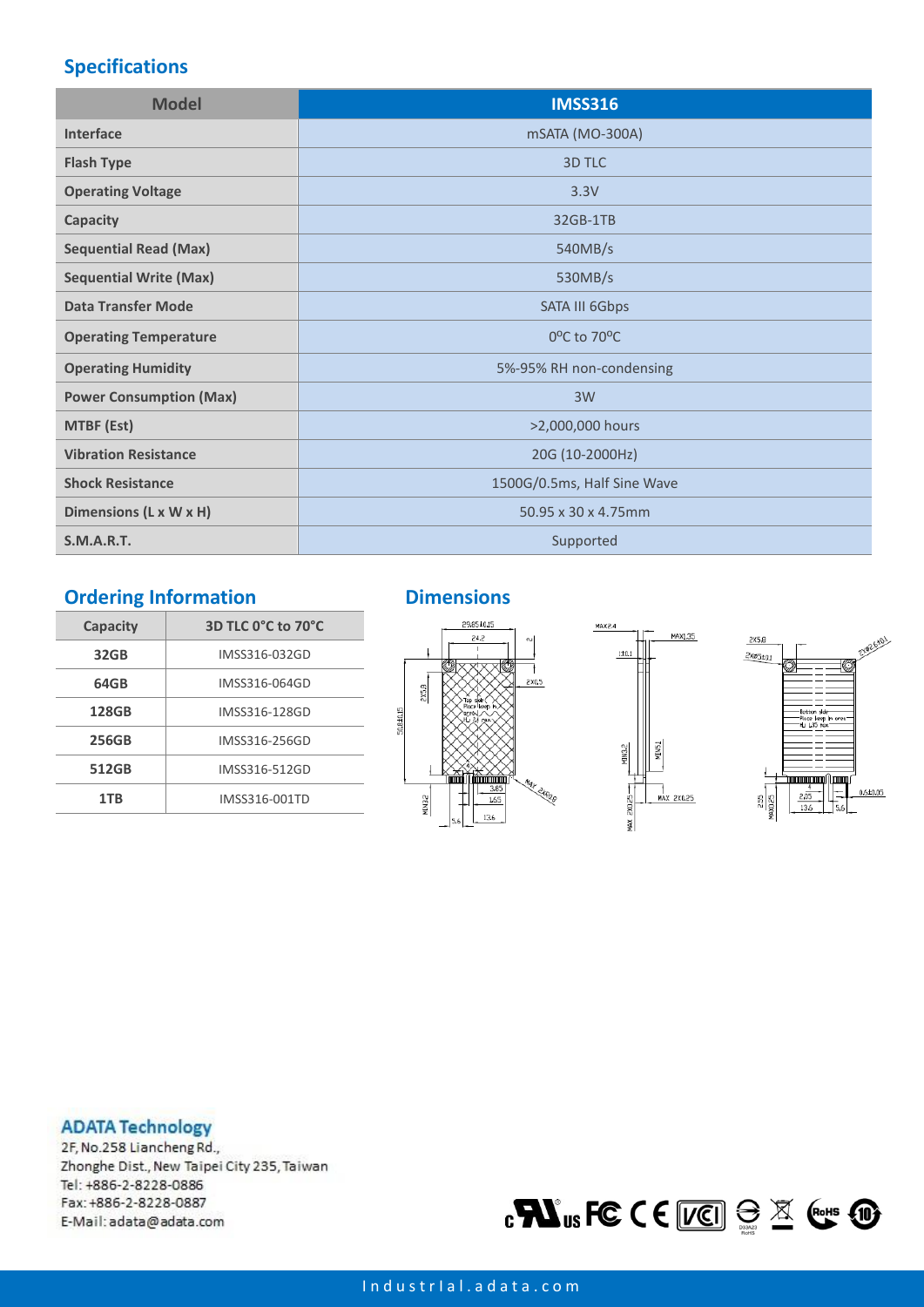## Specifications

| Model | IMSS316 |
|---|---|
| Interface | mSATA (MO-300A) |
| Flash Type | 3D TLC |
| Operating Voltage | 3.3V |
| Capacity | 32GB-1TB |
| Sequential Read (Max) | 540MB/s |
| Sequential Write (Max) | 530MB/s |
| Data Transfer Mode | SATA III 6Gbps |
| Operating Temperature | 0ºC to 70ºC |
| Operating Humidity | 5%-95% RH non-condensing |
| Power Consumption (Max) | 3W |
| MTBF (Est) | >2,000,000 hours |
| Vibration Resistance | 20G (10-2000Hz) |
| Shock Resistance | 1500G/0.5ms, Half Sine Wave |
| Dimensions (L x W x H) | 50.95 x 30 x 4.75mm |
| S.M.A.R.T. | Supported |

## Ordering Information

| Capacity | 3D TLC 0°C to 70°C |
|---|---|
| 32GB | IMSS316-032GD |
| 64GB | IMSS316-064GD |
| 128GB | IMSS316-128GD |
| 256GB | IMSS316-256GD |
| 512GB | IMSS316-512GD |
| 1TB | IMSS316-001TD |

## Dimensions

**ADATA Technology**
2F, No.258 Liancheng Rd.,
Zhonghe Dist., New Taipei City 235, Taiwan
Tel: +886-2-8228-0886
Fax: +886-2-8228-0887
E-Mail: adata@adata.com

Industrial.adata.com